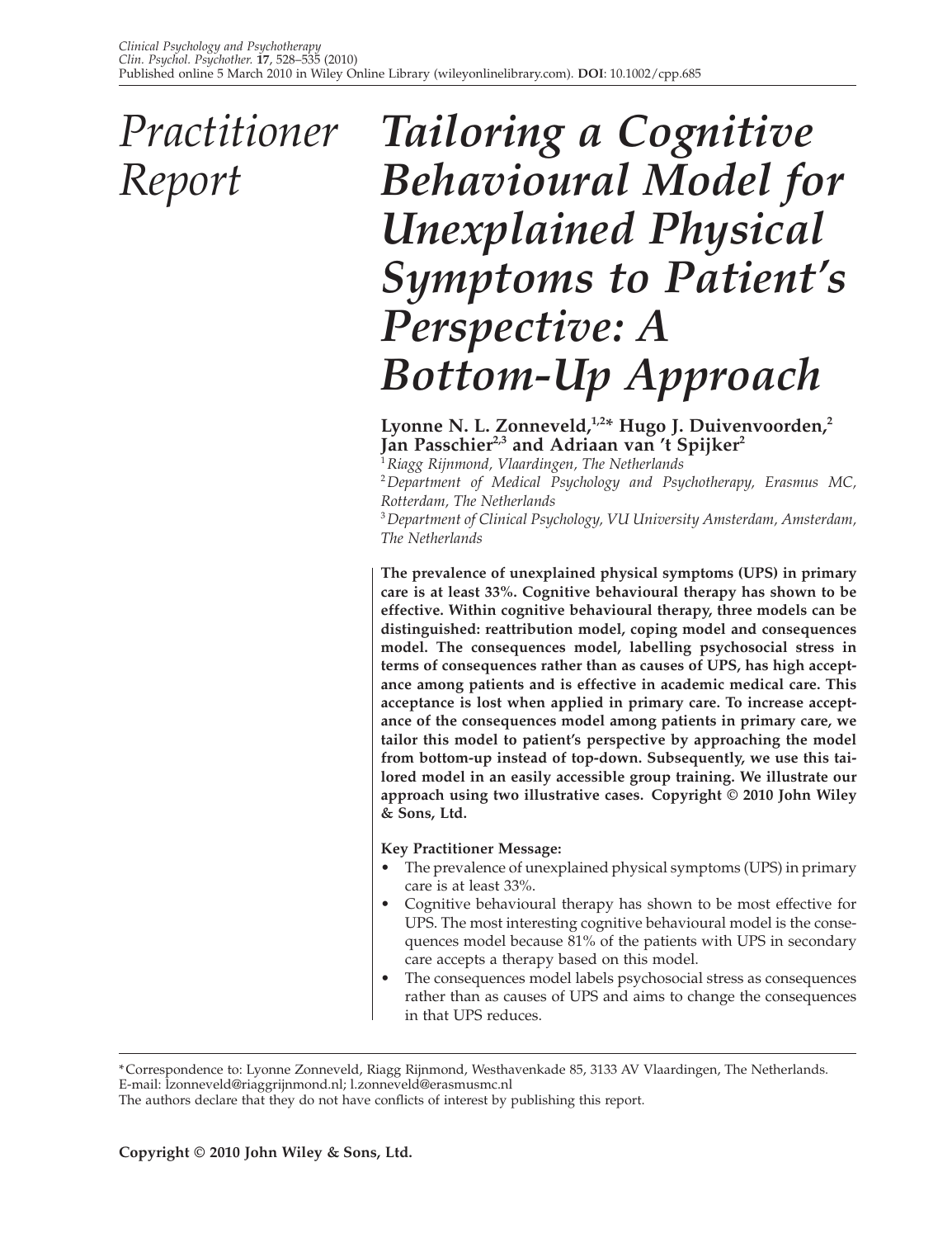*Practitioner Report*

# Tailoring a Cognitive Behavioural Model for Unexplained Physical Symptoms to Patient's Perspective: A Bottom-Up Approach

**Lyonne N. L. Zonneveld,[1,2]* Hugo J. Duivenvoorden,[2] Jan Passchier[2,3] and Adriaan van 't Spijker[2]**

[1] *Riagg Rijnmond, Vlaardingen, The Netherlands*
[2] *Department of Medical Psychology and Psychotherapy, Erasmus MC, Rotterdam, The Netherlands*
[3] *Department of Clinical Psychology, VU University Amsterdam, Amsterdam, The Netherlands*

**The prevalence of unexplained physical symptoms (UPS) in primary care is at least 33%. Cognitive behavioural therapy has shown to be effective. Within cognitive behavioural therapy, three models can be distinguished: reattribution model, coping model and consequences model. The consequences model, labelling psychosocial stress in terms of consequences rather than as causes of UPS, has high acceptance among patients and is effective in academic medical care. This acceptance is lost when applied in primary care. To increase acceptance of the consequences model among patients in primary care, we tailor this model to patient's perspective by approaching the model from bottom-up instead of top-down. Subsequently, we use this tailored model in an easily accessible group training. We illustrate our approach using two illustrative cases. Copyright © 2010 John Wiley & Sons, Ltd.**

**Key Practitioner Message:**

- The prevalence of unexplained physical symptoms (UPS) in primary care is at least 33%.
- Cognitive behavioural therapy has shown to be most effective for UPS. The most interesting cognitive behavioural model is the consequences model because 81% of the patients with UPS in secondary care accepts a therapy based on this model.
- The consequences model labels psychosocial stress as consequences rather than as causes of UPS and aims to change the consequences in that UPS reduces.

*Correspondence to: Lyonne Zonneveld, Riagg Rijnmond, Westhavenkade 85, 3133 AV Vlaardingen, The Netherlands. E-mail: lzonneveld@riaggrijnmond.nl; l.zonneveld@erasmusmc.nl
The authors declare that they do not have conflicts of interest by publishing this report.

**Copyright © 2010 John Wiley & Sons, Ltd.**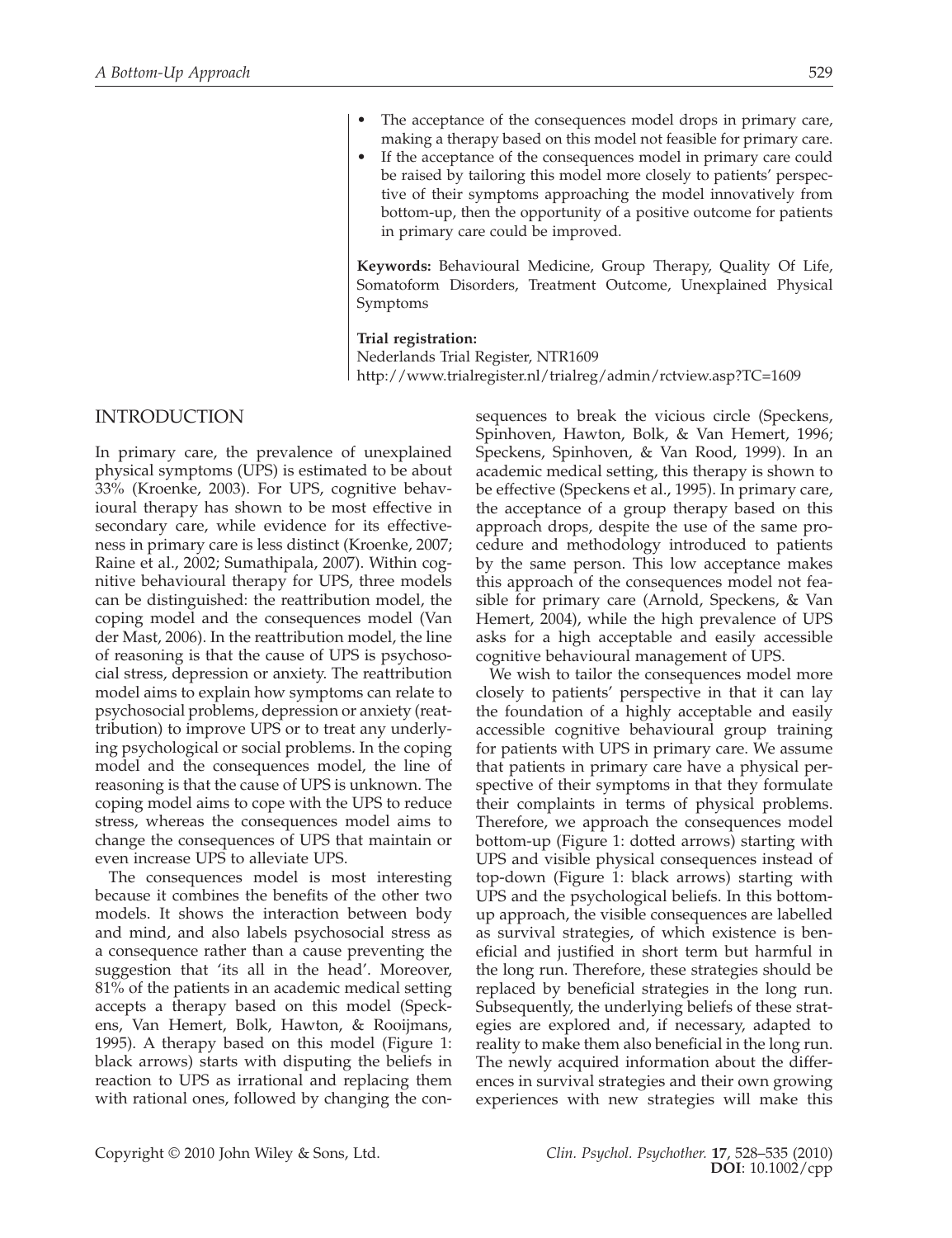- The acceptance of the consequences model drops in primary care, making a therapy based on this model not feasible for primary care.
- If the acceptance of the consequences model in primary care could be raised by tailoring this model more closely to patients' perspective of their symptoms approaching the model innovatively from bottom-up, then the opportunity of a positive outcome for patients in primary care could be improved.

**Keywords:** Behavioural Medicine, Group Therapy, Quality Of Life, Somatoform Disorders, Treatment Outcome, Unexplained Physical Symptoms

**Trial registration:**
Nederlands Trial Register, NTR1609
http://www.trialregister.nl/trialreg/admin/rctview.asp?TC=1609

## INTRODUCTION

In primary care, the prevalence of unexplained physical symptoms (UPS) is estimated to be about 33% (Kroenke, 2003). For UPS, cognitive behavioural therapy has shown to be most effective in secondary care, while evidence for its effectiveness in primary care is less distinct (Kroenke, 2007; Raine et al., 2002; Sumathipala, 2007). Within cognitive behavioural therapy for UPS, three models can be distinguished: the reattribution model, the coping model and the consequences model (Van der Mast, 2006). In the reattribution model, the line of reasoning is that the cause of UPS is psychosocial stress, depression or anxiety. The reattribution model aims to explain how symptoms can relate to psychosocial problems, depression or anxiety (reattribution) to improve UPS or to treat any underlying psychological or social problems. In the coping model and the consequences model, the line of reasoning is that the cause of UPS is unknown. The coping model aims to cope with the UPS to reduce stress, whereas the consequences model aims to change the consequences of UPS that maintain or even increase UPS to alleviate UPS.

The consequences model is most interesting because it combines the benefits of the other two models. It shows the interaction between body and mind, and also labels psychosocial stress as a consequence rather than a cause preventing the suggestion that 'its all in the head'. Moreover, 81% of the patients in an academic medical setting accepts a therapy based on this model (Speckens, Van Hemert, Bolk, Hawton, & Rooijmans, 1995). A therapy based on this model (Figure 1: black arrows) starts with disputing the beliefs in reaction to UPS as irrational and replacing them with rational ones, followed by changing the consequences to break the vicious circle (Speckens, Spinhoven, Hawton, Bolk, & Van Hemert, 1996; Speckens, Spinhoven, & Van Rood, 1999). In an academic medical setting, this therapy is shown to be effective (Speckens et al., 1995). In primary care, the acceptance of a group therapy based on this approach drops, despite the use of the same procedure and methodology introduced to patients by the same person. This low acceptance makes this approach of the consequences model not feasible for primary care (Arnold, Speckens, & Van Hemert, 2004), while the high prevalence of UPS asks for a high acceptable and easily accessible cognitive behavioural management of UPS.

We wish to tailor the consequences model more closely to patients' perspective in that it can lay the foundation of a highly acceptable and easily accessible cognitive behavioural group training for patients with UPS in primary care. We assume that patients in primary care have a physical perspective of their symptoms in that they formulate their complaints in terms of physical problems. Therefore, we approach the consequences model bottom-up (Figure 1: dotted arrows) starting with UPS and visible physical consequences instead of top-down (Figure 1: black arrows) starting with UPS and the psychological beliefs. In this bottom-up approach, the visible consequences are labelled as survival strategies, of which existence is beneficial and justified in short term but harmful in the long run. Therefore, these strategies should be replaced by beneficial strategies in the long run. Subsequently, the underlying beliefs of these strategies are explored and, if necessary, adapted to reality to make them also beneficial in the long run. The newly acquired information about the differences in survival strategies and their own growing experiences with new strategies will make this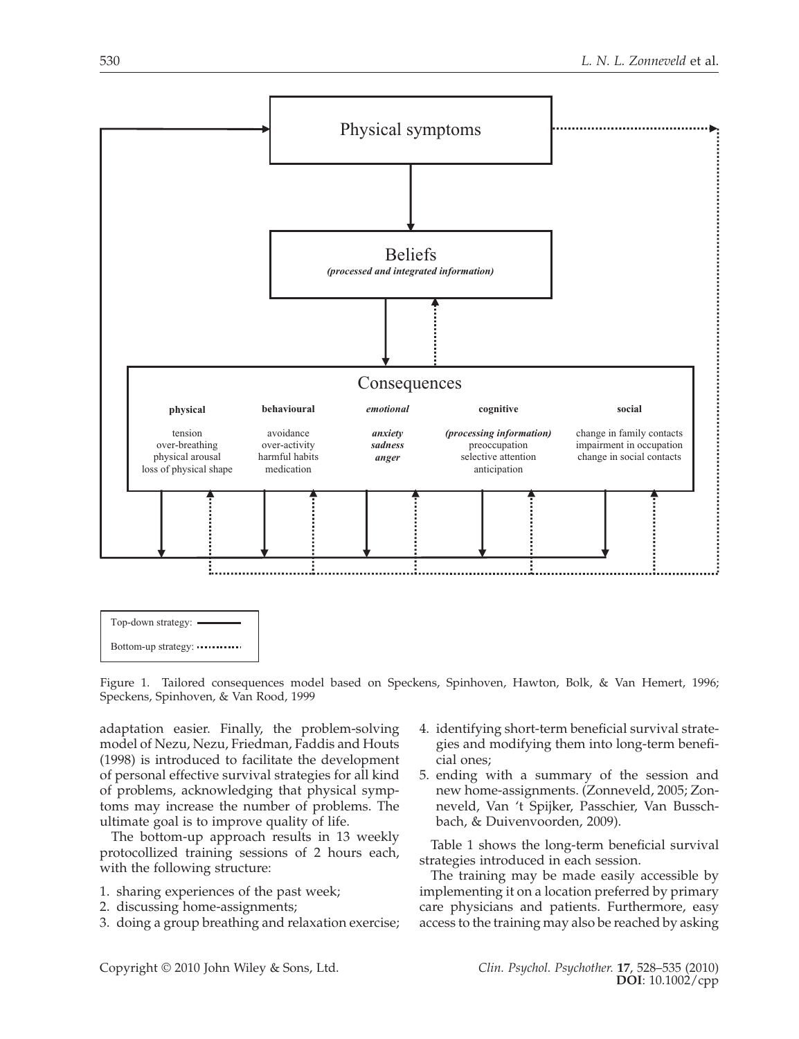Physical symptoms

Beliefs
*(processed and integrated information)*

Consequences

| **physical** | **behavioural** | ***emotional*** | **cognitive** | **social** |
|---|---|---|---|---|
| tension | avoidance | ***anxiety*** | ***(processing information)*** | change in family contacts |
| over-breathing | over-activity | ***sadness*** | preoccupation | impairment in occupation |
| physical arousal | harmful habits | ***anger*** | selective attention | change in social contacts |
| loss of physical shape | medication | | anticipation | |

Top-down strategy: ———

Bottom-up strategy: ··········

Figure 1. Tailored consequences model based on Speckens, Spinhoven, Hawton, Bolk, & Van Hemert, 1996; Speckens, Spinhoven, & Van Rood, 1999

adaptation easier. Finally, the problem-solving model of Nezu, Nezu, Friedman, Faddis and Houts (1998) is introduced to facilitate the development of personal effective survival strategies for all kind of problems, acknowledging that physical symptoms may increase the number of problems. The ultimate goal is to improve quality of life.

The bottom-up approach results in 13 weekly protocollized training sessions of 2 hours each, with the following structure:

1. sharing experiences of the past week;
2. discussing home-assignments;
3. doing a group breathing and relaxation exercise;
4. identifying short-term beneficial survival strategies and modifying them into long-term beneficial ones;
5. ending with a summary of the session and new home-assignments. (Zonneveld, 2005; Zonneveld, Van 't Spijker, Passchier, Van Busschbach, & Duivenvoorden, 2009).

Table 1 shows the long-term beneficial survival strategies introduced in each session.

The training may be made easily accessible by implementing it on a location preferred by primary care physicians and patients. Furthermore, easy access to the training may also be reached by asking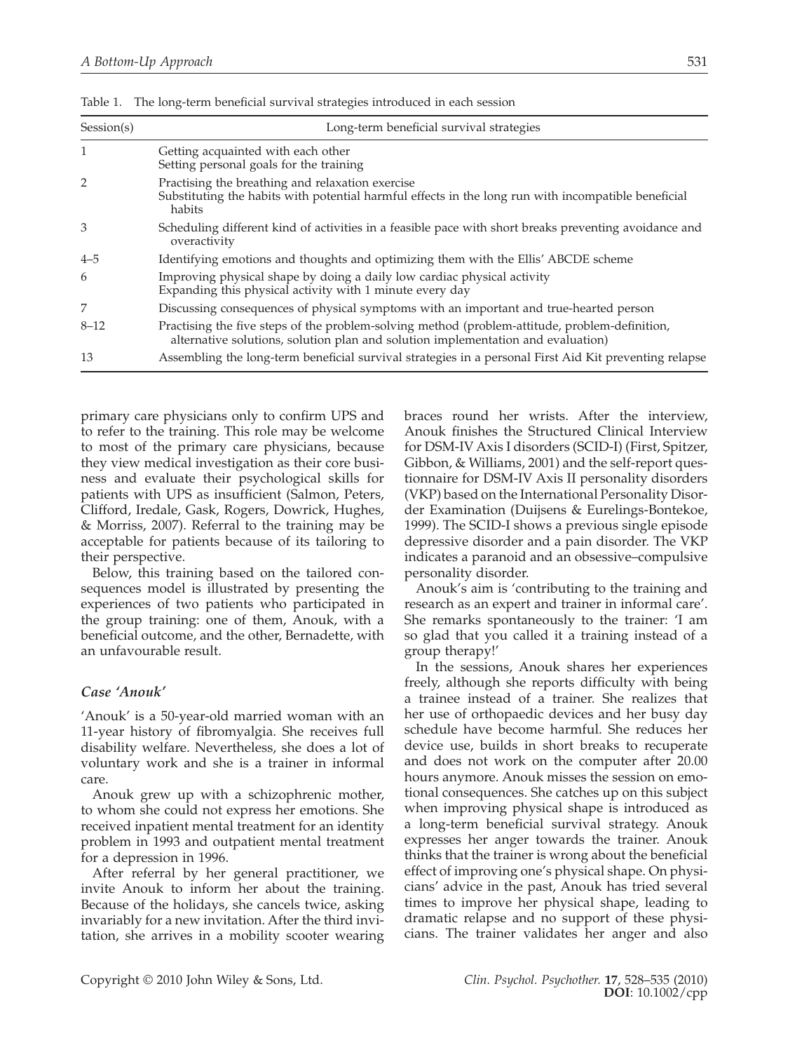Table 1. The long-term beneficial survival strategies introduced in each session

| Session(s) | Long-term beneficial survival strategies |
|---|---|
| 1 | Getting acquainted with each other<br>Setting personal goals for the training |
| 2 | Practising the breathing and relaxation exercise<br>Substituting the habits with potential harmful effects in the long run with incompatible beneficial habits |
| 3 | Scheduling different kind of activities in a feasible pace with short breaks preventing avoidance and overactivity |
| 4–5 | Identifying emotions and thoughts and optimizing them with the Ellis' ABCDE scheme |
| 6 | Improving physical shape by doing a daily low cardiac physical activity<br>Expanding this physical activity with 1 minute every day |
| 7 | Discussing consequences of physical symptoms with an important and true-hearted person |
| 8–12 | Practising the five steps of the problem-solving method (problem-attitude, problem-definition, alternative solutions, solution plan and solution implementation and evaluation) |
| 13 | Assembling the long-term beneficial survival strategies in a personal First Aid Kit preventing relapse |

primary care physicians only to confirm UPS and to refer to the training. This role may be welcome to most of the primary care physicians, because they view medical investigation as their core business and evaluate their psychological skills for patients with UPS as insufficient (Salmon, Peters, Clifford, Iredale, Gask, Rogers, Dowrick, Hughes, & Morriss, 2007). Referral to the training may be acceptable for patients because of its tailoring to their perspective.

Below, this training based on the tailored consequences model is illustrated by presenting the experiences of two patients who participated in the group training: one of them, Anouk, with a beneficial outcome, and the other, Bernadette, with an unfavourable result.

### *Case 'Anouk'*

'Anouk' is a 50-year-old married woman with an 11-year history of fibromyalgia. She receives full disability welfare. Nevertheless, she does a lot of voluntary work and she is a trainer in informal care.

Anouk grew up with a schizophrenic mother, to whom she could not express her emotions. She received inpatient mental treatment for an identity problem in 1993 and outpatient mental treatment for a depression in 1996.

After referral by her general practitioner, we invite Anouk to inform her about the training. Because of the holidays, she cancels twice, asking invariably for a new invitation. After the third invitation, she arrives in a mobility scooter wearing braces round her wrists. After the interview, Anouk finishes the Structured Clinical Interview for DSM-IV Axis I disorders (SCID-I) (First, Spitzer, Gibbon, & Williams, 2001) and the self-report questionnaire for DSM-IV Axis II personality disorders (VKP) based on the International Personality Disorder Examination (Duijsens & Eurelings-Bontekoe, 1999). The SCID-I shows a previous single episode depressive disorder and a pain disorder. The VKP indicates a paranoid and an obsessive–compulsive personality disorder.

Anouk's aim is 'contributing to the training and research as an expert and trainer in informal care'. She remarks spontaneously to the trainer: 'I am so glad that you called it a training instead of a group therapy!'

In the sessions, Anouk shares her experiences freely, although she reports difficulty with being a trainee instead of a trainer. She realizes that her use of orthopaedic devices and her busy day schedule have become harmful. She reduces her device use, builds in short breaks to recuperate and does not work on the computer after 20.00 hours anymore. Anouk misses the session on emotional consequences. She catches up on this subject when improving physical shape is introduced as a long-term beneficial survival strategy. Anouk expresses her anger towards the trainer. Anouk thinks that the trainer is wrong about the beneficial effect of improving one's physical shape. On physicians' advice in the past, Anouk has tried several times to improve her physical shape, leading to dramatic relapse and no support of these physicians. The trainer validates her anger and also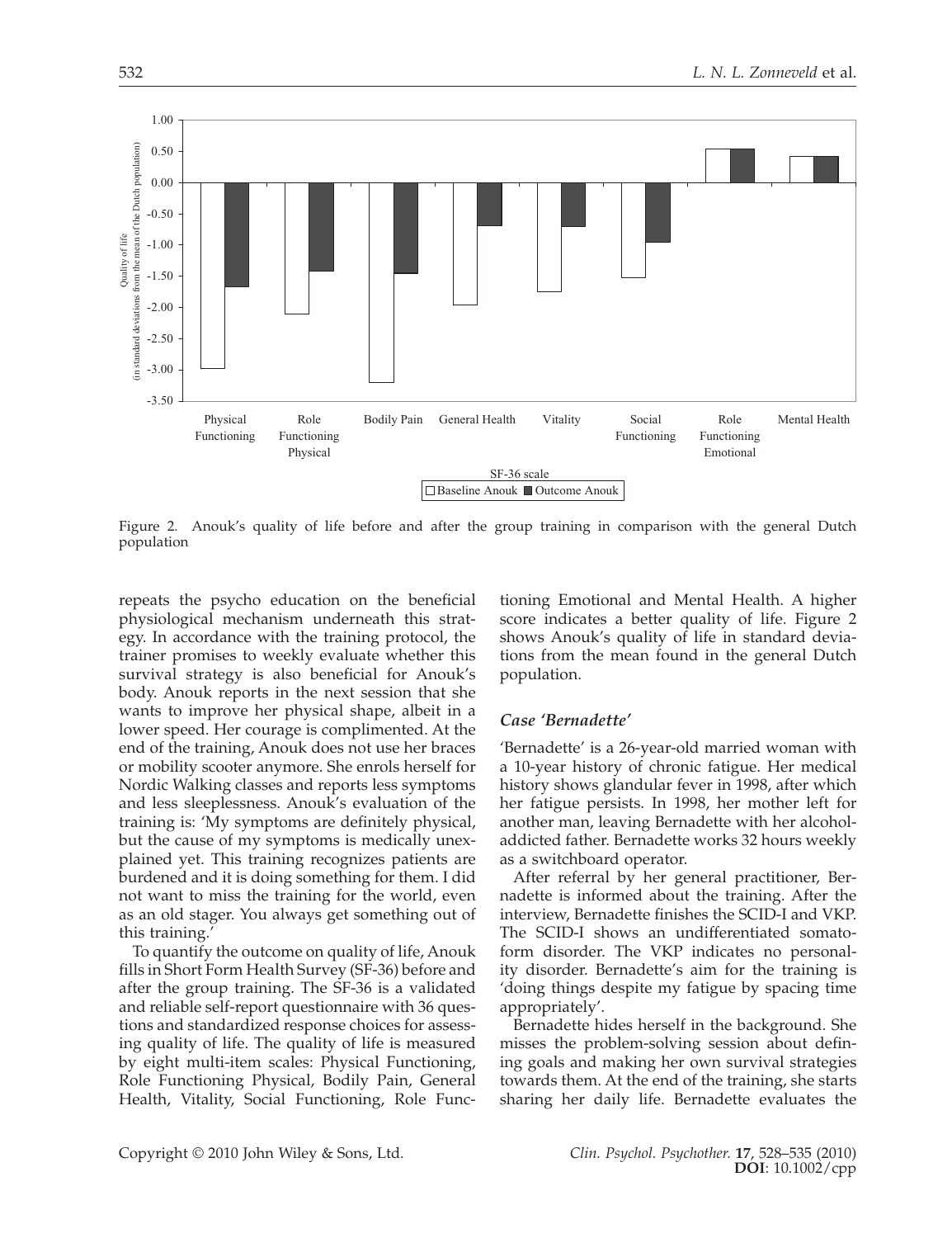Figure 2. Anouk's quality of life before and after the group training in comparison with the general Dutch population

repeats the psycho education on the beneficial physiological mechanism underneath this strategy. In accordance with the training protocol, the trainer promises to weekly evaluate whether this survival strategy is also beneficial for Anouk's body. Anouk reports in the next session that she wants to improve her physical shape, albeit in a lower speed. Her courage is complimented. At the end of the training, Anouk does not use her braces or mobility scooter anymore. She enrols herself for Nordic Walking classes and reports less symptoms and less sleeplessness. Anouk's evaluation of the training is: 'My symptoms are definitely physical, but the cause of my symptoms is medically unexplained yet. This training recognizes patients are burdened and it is doing something for them. I did not want to miss the training for the world, even as an old stager. You always get something out of this training.'

To quantify the outcome on quality of life, Anouk fills in Short Form Health Survey (SF-36) before and after the group training. The SF-36 is a validated and reliable self-report questionnaire with 36 questions and standardized response choices for assessing quality of life. The quality of life is measured by eight multi-item scales: Physical Functioning, Role Functioning Physical, Bodily Pain, General Health, Vitality, Social Functioning, Role Functioning Emotional and Mental Health. A higher score indicates a better quality of life. Figure 2 shows Anouk's quality of life in standard deviations from the mean found in the general Dutch population.

### *Case 'Bernadette'*

'Bernadette' is a 26-year-old married woman with a 10-year history of chronic fatigue. Her medical history shows glandular fever in 1998, after which her fatigue persists. In 1998, her mother left for another man, leaving Bernadette with her alcohol-addicted father. Bernadette works 32 hours weekly as a switchboard operator.

After referral by her general practitioner, Bernadette is informed about the training. After the interview, Bernadette finishes the SCID-I and VKP. The SCID-I shows an undifferentiated somatoform disorder. The VKP indicates no personality disorder. Bernadette's aim for the training is 'doing things despite my fatigue by spacing time appropriately'.

Bernadette hides herself in the background. She misses the problem-solving session about defining goals and making her own survival strategies towards them. At the end of the training, she starts sharing her daily life. Bernadette evaluates the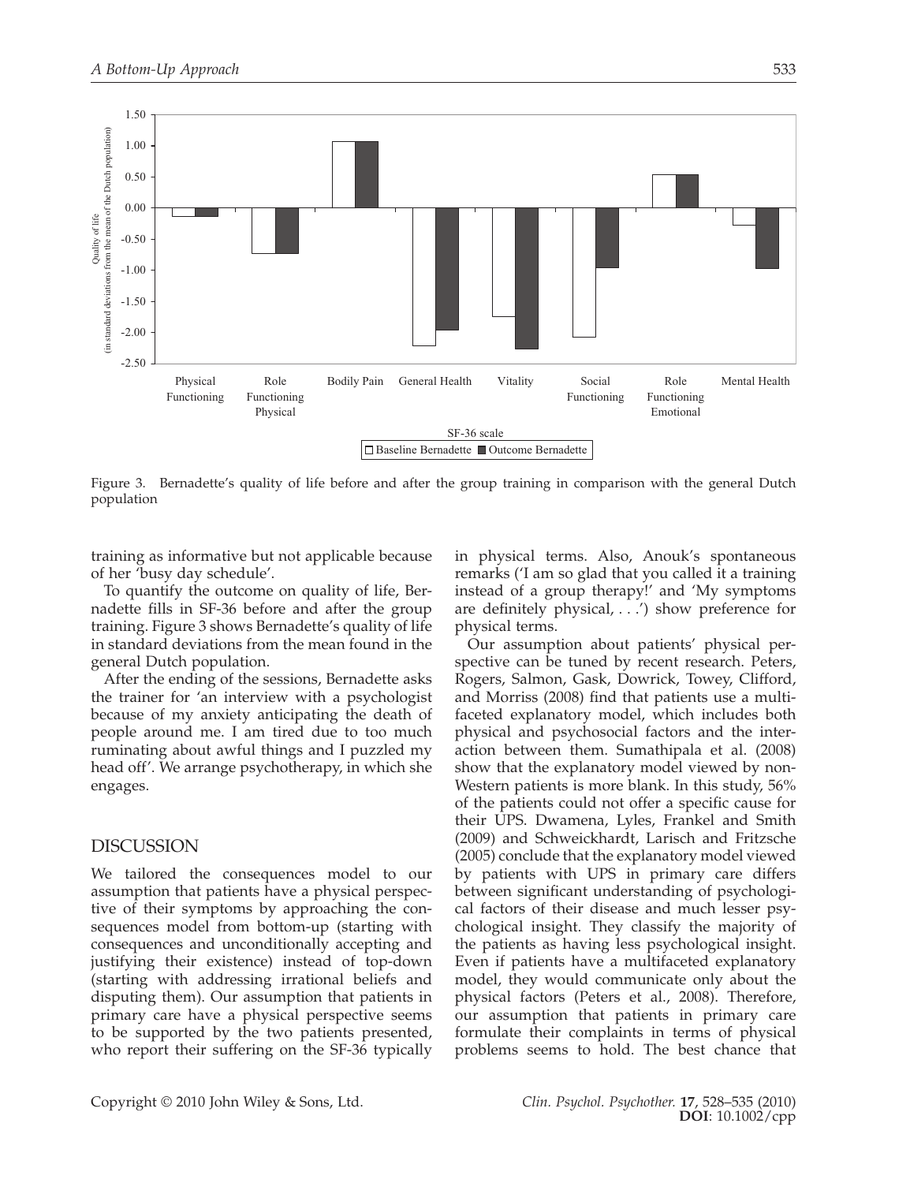Figure 3. Bernadette's quality of life before and after the group training in comparison with the general Dutch population

training as informative but not applicable because of her 'busy day schedule'.

To quantify the outcome on quality of life, Bernadette fills in SF-36 before and after the group training. Figure 3 shows Bernadette's quality of life in standard deviations from the mean found in the general Dutch population.

After the ending of the sessions, Bernadette asks the trainer for 'an interview with a psychologist because of my anxiety anticipating the death of people around me. I am tired due to too much ruminating about awful things and I puzzled my head off'. We arrange psychotherapy, in which she engages.

## DISCUSSION

We tailored the consequences model to our assumption that patients have a physical perspective of their symptoms by approaching the consequences model from bottom-up (starting with consequences and unconditionally accepting and justifying their existence) instead of top-down (starting with addressing irrational beliefs and disputing them). Our assumption that patients in primary care have a physical perspective seems to be supported by the two patients presented, who report their suffering on the SF-36 typically in physical terms. Also, Anouk's spontaneous remarks ('I am so glad that you called it a training instead of a group therapy!' and 'My symptoms are definitely physical, . . .') show preference for physical terms.

Our assumption about patients' physical perspective can be tuned by recent research. Peters, Rogers, Salmon, Gask, Dowrick, Towey, Clifford, and Morriss (2008) find that patients use a multifaceted explanatory model, which includes both physical and psychosocial factors and the interaction between them. Sumathipala et al. (2008) show that the explanatory model viewed by non-Western patients is more blank. In this study, 56% of the patients could not offer a specific cause for their UPS. Dwamena, Lyles, Frankel and Smith (2009) and Schweickhardt, Larisch and Fritzsche (2005) conclude that the explanatory model viewed by patients with UPS in primary care differs between significant understanding of psychological factors of their disease and much lesser psychological insight. They classify the majority of the patients as having less psychological insight. Even if patients have a multifaceted explanatory model, they would communicate only about the physical factors (Peters et al., 2008). Therefore, our assumption that patients in primary care formulate their complaints in terms of physical problems seems to hold. The best chance that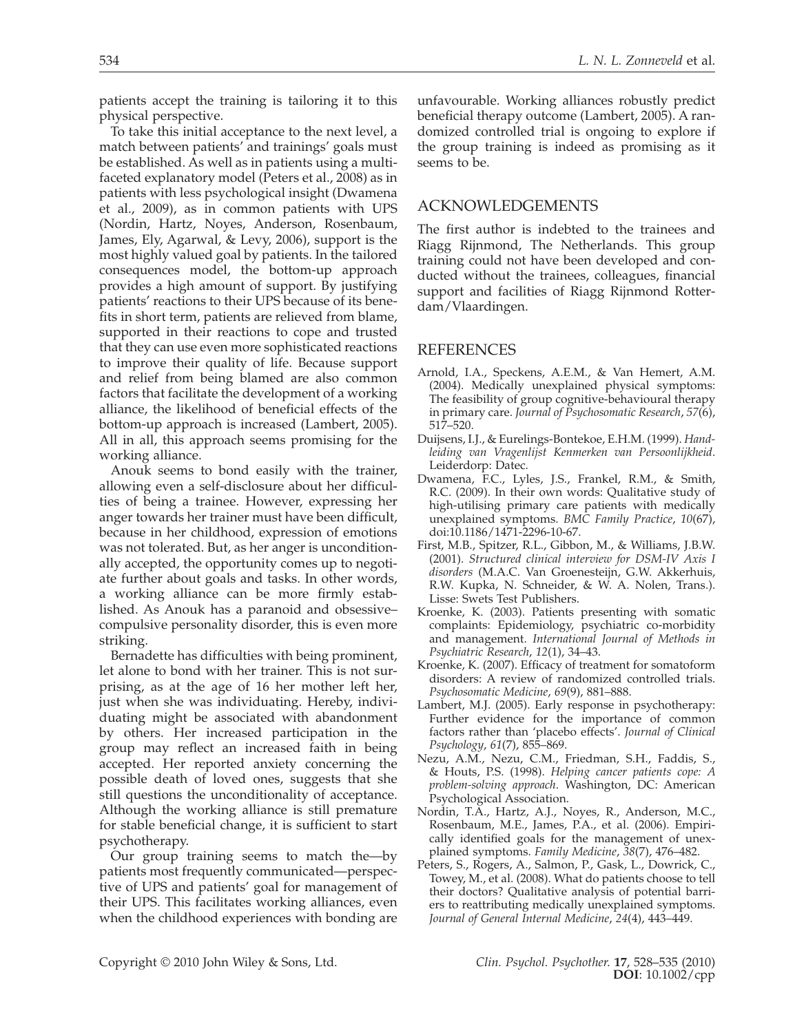patients accept the training is tailoring it to this physical perspective.

To take this initial acceptance to the next level, a match between patients' and trainings' goals must be established. As well as in patients using a multifaceted explanatory model (Peters et al., 2008) as in patients with less psychological insight (Dwamena et al., 2009), as in common patients with UPS (Nordin, Hartz, Noyes, Anderson, Rosenbaum, James, Ely, Agarwal, & Levy, 2006), support is the most highly valued goal by patients. In the tailored consequences model, the bottom-up approach provides a high amount of support. By justifying patients' reactions to their UPS because of its benefits in short term, patients are relieved from blame, supported in their reactions to cope and trusted that they can use even more sophisticated reactions to improve their quality of life. Because support and relief from being blamed are also common factors that facilitate the development of a working alliance, the likelihood of beneficial effects of the bottom-up approach is increased (Lambert, 2005). All in all, this approach seems promising for the working alliance.

Anouk seems to bond easily with the trainer, allowing even a self-disclosure about her difficulties of being a trainee. However, expressing her anger towards her trainer must have been difficult, because in her childhood, expression of emotions was not tolerated. But, as her anger is unconditionally accepted, the opportunity comes up to negotiate further about goals and tasks. In other words, a working alliance can be more firmly established. As Anouk has a paranoid and obsessive–compulsive personality disorder, this is even more striking.

Bernadette has difficulties with being prominent, let alone to bond with her trainer. This is not surprising, as at the age of 16 her mother left her, just when she was individuating. Hereby, individuating might be associated with abandonment by others. Her increased participation in the group may reflect an increased faith in being accepted. Her reported anxiety concerning the possible death of loved ones, suggests that she still questions the unconditionality of acceptance. Although the working alliance is still premature for stable beneficial change, it is sufficient to start psychotherapy.

Our group training seems to match the—by patients most frequently communicated—perspective of UPS and patients' goal for management of their UPS. This facilitates working alliances, even when the childhood experiences with bonding are unfavourable. Working alliances robustly predict beneficial therapy outcome (Lambert, 2005). A randomized controlled trial is ongoing to explore if the group training is indeed as promising as it seems to be.

## ACKNOWLEDGEMENTS

The first author is indebted to the trainees and Riagg Rijnmond, The Netherlands. This group training could not have been developed and conducted without the trainees, colleagues, financial support and facilities of Riagg Rijnmond Rotterdam/Vlaardingen.

## REFERENCES

Arnold, I.A., Speckens, A.E.M., & Van Hemert, A.M. (2004). Medically unexplained physical symptoms: The feasibility of group cognitive-behavioural therapy in primary care. *Journal of Psychosomatic Research*, *57*(6), 517–520.

Duijsens, I.J., & Eurelings-Bontekoe, E.H.M. (1999). *Handleiding van Vragenlijst Kenmerken van Persoonlijkheid*. Leiderdorp: Datec.

Dwamena, F.C., Lyles, J.S., Frankel, R.M., & Smith, R.C. (2009). In their own words: Qualitative study of high-utilising primary care patients with medically unexplained symptoms. *BMC Family Practice*, *10*(67), doi:10.1186/1471-2296-10-67.

First, M.B., Spitzer, R.L., Gibbon, M., & Williams, J.B.W. (2001). *Structured clinical interview for DSM-IV Axis I disorders* (M.A.C. Van Groenesteijn, G.W. Akkerhuis, R.W. Kupka, N. Schneider, & W. A. Nolen, Trans.). Lisse: Swets Test Publishers.

Kroenke, K. (2003). Patients presenting with somatic complaints: Epidemiology, psychiatric co-morbidity and management. *International Journal of Methods in Psychiatric Research*, *12*(1), 34–43.

Kroenke, K. (2007). Efficacy of treatment for somatoform disorders: A review of randomized controlled trials. *Psychosomatic Medicine*, *69*(9), 881–888.

Lambert, M.J. (2005). Early response in psychotherapy: Further evidence for the importance of common factors rather than 'placebo effects'. *Journal of Clinical Psychology*, *61*(7), 855–869.

Nezu, A.M., Nezu, C.M., Friedman, S.H., Faddis, S., & Houts, P.S. (1998). *Helping cancer patients cope: A problem-solving approach*. Washington, DC: American Psychological Association.

Nordin, T.A., Hartz, A.J., Noyes, R., Anderson, M.C., Rosenbaum, M.E., James, P.A., et al. (2006). Empirically identified goals for the management of unexplained symptoms. *Family Medicine*, *38*(7), 476–482.

Peters, S., Rogers, A., Salmon, P., Gask, L., Dowrick, C., Towey, M., et al. (2008). What do patients choose to tell their doctors? Qualitative analysis of potential barriers to reattributing medically unexplained symptoms. *Journal of General Internal Medicine*, *24*(4), 443–449.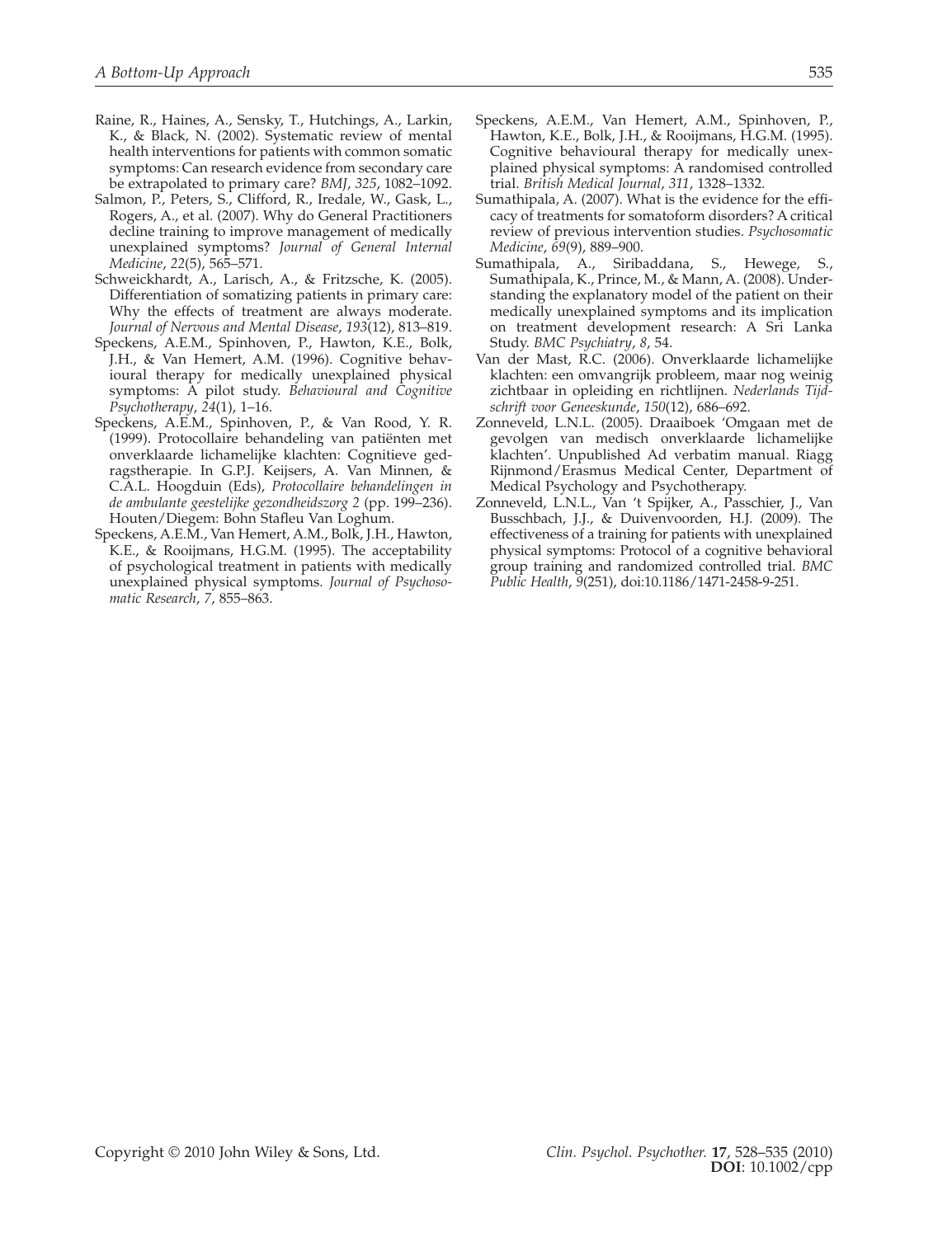Raine, R., Haines, A., Sensky, T., Hutchings, A., Larkin, K., & Black, N. (2002). Systematic review of mental health interventions for patients with common somatic symptoms: Can research evidence from secondary care be extrapolated to primary care? *BMJ*, *325*, 1082–1092.

Salmon, P., Peters, S., Clifford, R., Iredale, W., Gask, L., Rogers, A., et al. (2007). Why do General Practitioners decline training to improve management of medically unexplained symptoms? *Journal of General Internal Medicine*, *22*(5), 565–571.

Schweickhardt, A., Larisch, A., & Fritzsche, K. (2005). Differentiation of somatizing patients in primary care: Why the effects of treatment are always moderate. *Journal of Nervous and Mental Disease*, *193*(12), 813–819.

Speckens, A.E.M., Spinhoven, P., Hawton, K.E., Bolk, J.H., & Van Hemert, A.M. (1996). Cognitive behavioural therapy for medically unexplained physical symptoms: A pilot study. *Behavioural and Cognitive Psychotherapy*, *24*(1), 1–16.

Speckens, A.E.M., Spinhoven, P., & Van Rood, Y. R. (1999). Protocollaire behandeling van patiënten met onverklaarde lichamelijke klachten: Cognitieve gedragstherapie. In G.P.J. Keijsers, A. Van Minnen, & C.A.L. Hoogduin (Eds), *Protocollaire behandelingen in de ambulante geestelijke gezondheidszorg 2* (pp. 199–236). Houten/Diegem: Bohn Stafleu Van Loghum.

Speckens, A.E.M., Van Hemert, A.M., Bolk, J.H., Hawton, K.E., & Rooijmans, H.G.M. (1995). The acceptability of psychological treatment in patients with medically unexplained physical symptoms. *Journal of Psychosomatic Research*, *7*, 855–863.

Speckens, A.E.M., Van Hemert, A.M., Spinhoven, P., Hawton, K.E., Bolk, J.H., & Rooijmans, H.G.M. (1995). Cognitive behavioural therapy for medically unexplained physical symptoms: A randomised controlled trial. *British Medical Journal*, *311*, 1328–1332.

Sumathipala, A. (2007). What is the evidence for the efficacy of treatments for somatoform disorders? A critical review of previous intervention studies. *Psychosomatic Medicine*, *69*(9), 889–900.

Sumathipala, A., Siribaddana, S., Hewege, S., Sumathipala, K., Prince, M., & Mann, A. (2008). Understanding the explanatory model of the patient on their medically unexplained symptoms and its implication on treatment development research: A Sri Lanka Study. *BMC Psychiatry*, *8*, 54.

Van der Mast, R.C. (2006). Onverklaarde lichamelijke klachten: een omvangrijk probleem, maar nog weinig zichtbaar in opleiding en richtlijnen. *Nederlands Tijdschrift voor Geneeskunde*, *150*(12), 686–692.

Zonneveld, L.N.L. (2005). Draaiboek 'Omgaan met de gevolgen van medisch onverklaarde lichamelijke klachten'. Unpublished Ad verbatim manual. Riagg Rijnmond/Erasmus Medical Center, Department of Medical Psychology and Psychotherapy.

Zonneveld, L.N.L., Van 't Spijker, A., Passchier, J., Van Busschbach, J.J., & Duivenvoorden, H.J. (2009). The effectiveness of a training for patients with unexplained physical symptoms: Protocol of a cognitive behavioral group training and randomized controlled trial. *BMC Public Health*, *9*(251), doi:10.1186/1471-2458-9-251.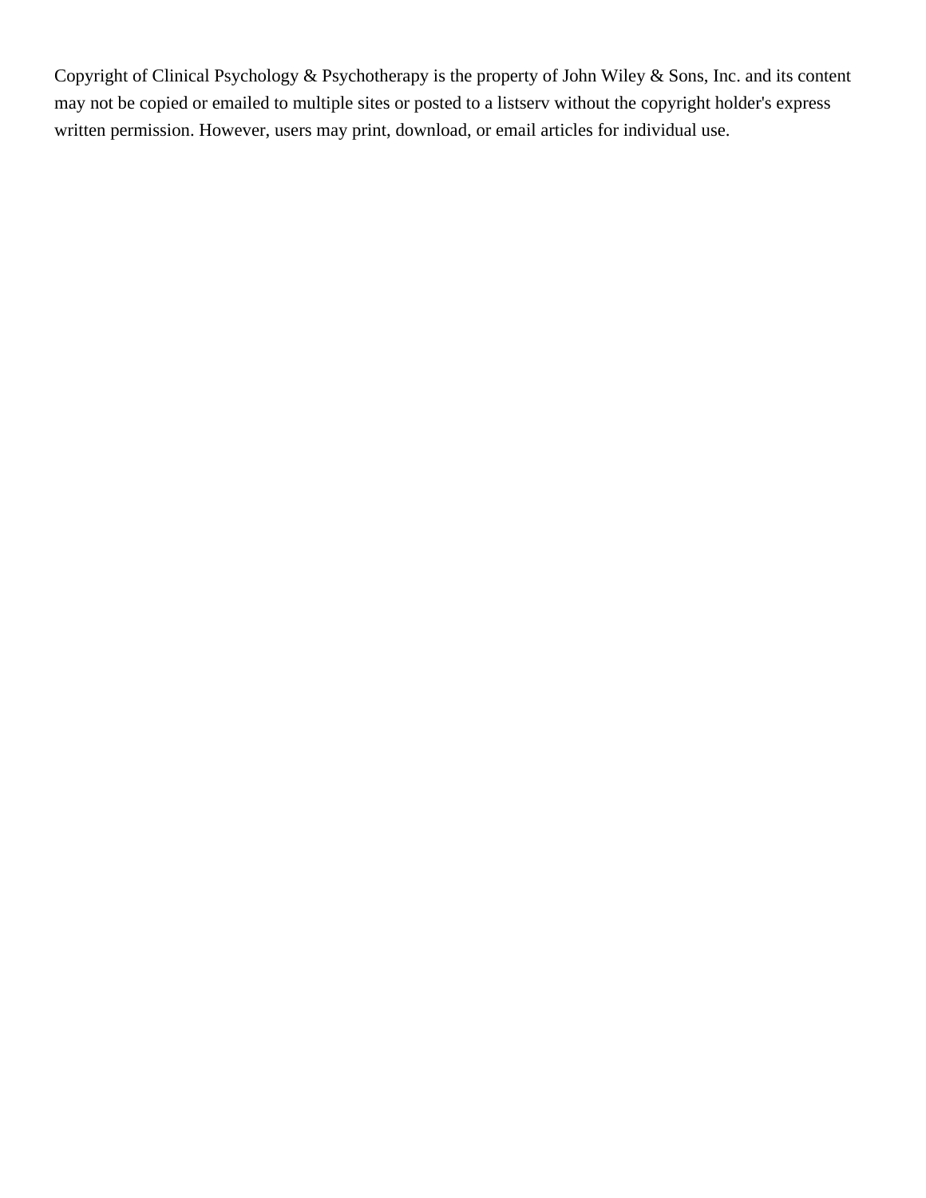Copyright of Clinical Psychology & Psychotherapy is the property of John Wiley & Sons, Inc. and its content may not be copied or emailed to multiple sites or posted to a listserv without the copyright holder's express written permission. However, users may print, download, or email articles for individual use.